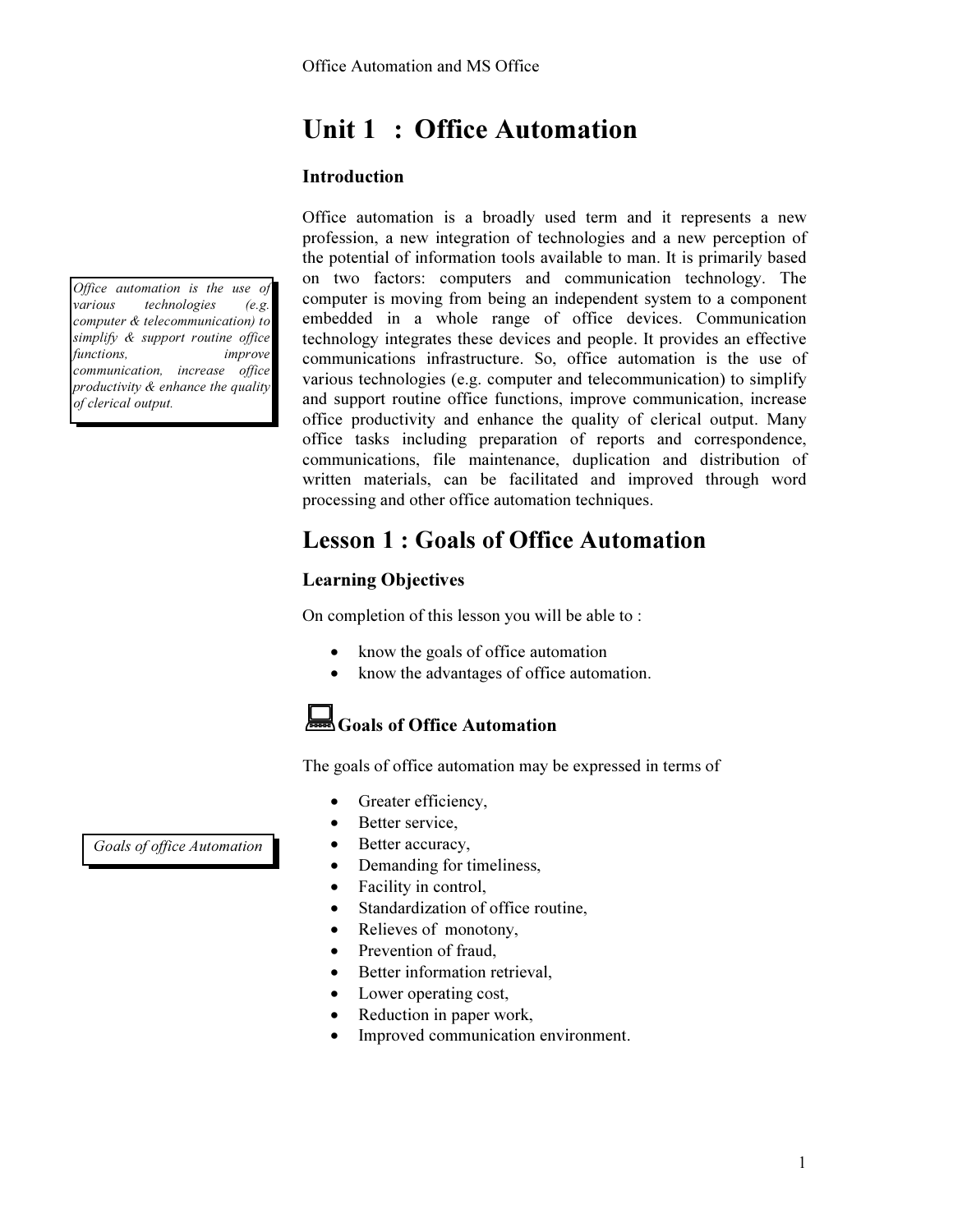# Unit 1 : Office Automation

### Introduction

*Office automation is the use of various technologies (e.g. computer & telecommunication) to simplify & support routine office functions, improve communication, increase office productivity & enhance the quality of clerical output.*

Office automation is a broadly used term and it represents a new profession, a new integration of technologies and a new perception of the potential of information tools available to man. It is primarily based on two factors: computers and communication technology. The computer is moving from being an independent system to a component embedded in a whole range of office devices. Communication technology integrates these devices and people. It provides an effective communications infrastructure. So, office automation is the use of various technologies (e.g. computer and telecommunication) to simplify and support routine office functions, improve communication, increase office productivity and enhance the quality of clerical output. Many office tasks including preparation of reports and correspondence, communications, file maintenance, duplication and distribution of written materials, can be facilitated and improved through word processing and other office automation techniques.

## Lesson 1 : Goals of Office Automation

### Learning Objectives

On completion of this lesson you will be able to :

- know the goals of office automation
- know the advantages of office automation.

### Goals of Office Automation

*Goals of office Automation*

The goals of office automation may be expressed in terms of

- Greater efficiency,
- Better service,
- Better accuracy,
- Demanding for timeliness,
- Facility in control,
- Standardization of office routine,
- Relieves of monotony,
- Prevention of fraud,
- Better information retrieval,
- Lower operating cost,
- Reduction in paper work,
- Improved communication environment.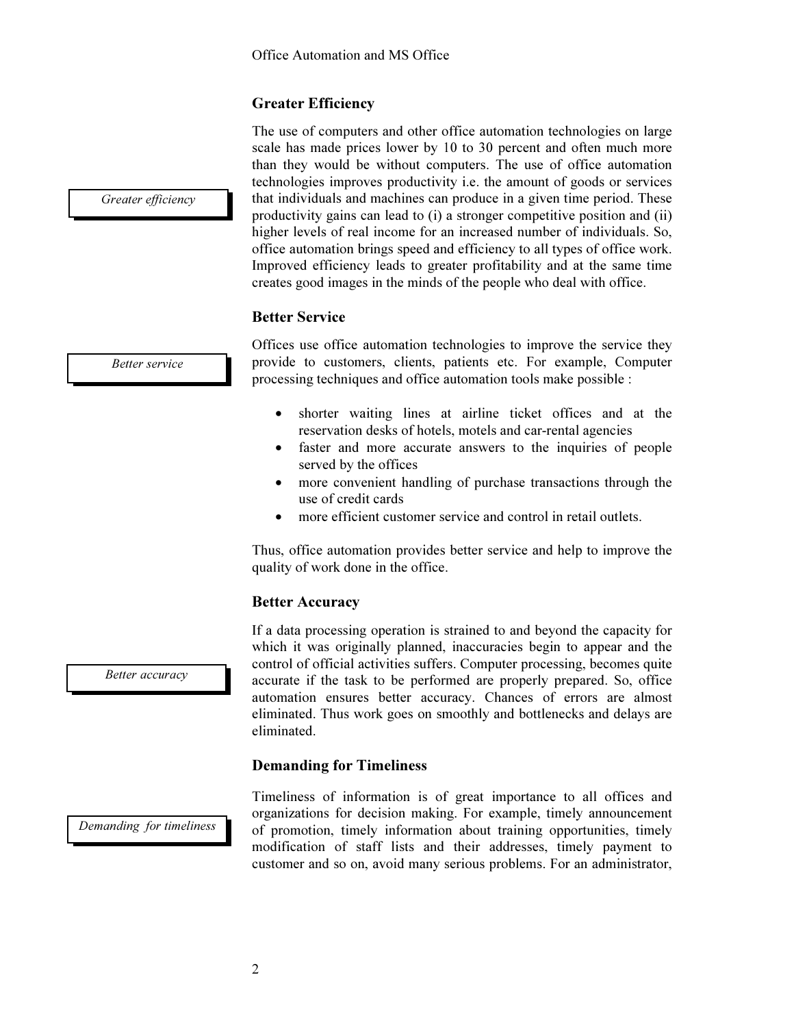### Greater Efficiency

*Greater efficiency*

The use of computers and other office automation technologies on large scale has made prices lower by 10 to 30 percent and often much more than they would be without computers. The use of office automation technologies improves productivity i.e. the amount of goods or services that individuals and machines can produce in a given time period. These productivity gains can lead to (i) a stronger competitive position and (ii) higher levels of real income for an increased number of individuals. So, office automation brings speed and efficiency to all types of office work. Improved efficiency leads to greater profitability and at the same time creates good images in the minds of the people who deal with office.

### Better Service

*Better service*

Offices use office automation technologies to improve the service they provide to customers, clients, patients etc. For example, Computer processing techniques and office automation tools make possible :

- shorter waiting lines at airline ticket offices and at the reservation desks of hotels, motels and car-rental agencies
- faster and more accurate answers to the inquiries of people served by the offices
- more convenient handling of purchase transactions through the use of credit cards
- more efficient customer service and control in retail outlets.

Thus, office automation provides better service and help to improve the quality of work done in the office.

### Better Accuracy

*Better accuracy*

If a data processing operation is strained to and beyond the capacity for which it was originally planned, inaccuracies begin to appear and the control of official activities suffers. Computer processing, becomes quite accurate if the task to be performed are properly prepared. So, office automation ensures better accuracy. Chances of errors are almost eliminated. Thus work goes on smoothly and bottlenecks and delays are eliminated.

### Demanding for Timeliness

*Demanding for timeliness*

Timeliness of information is of great importance to all offices and organizations for decision making. For example, timely announcement of promotion, timely information about training opportunities, timely modification of staff lists and their addresses, timely payment to customer and so on, avoid many serious problems. For an administrator,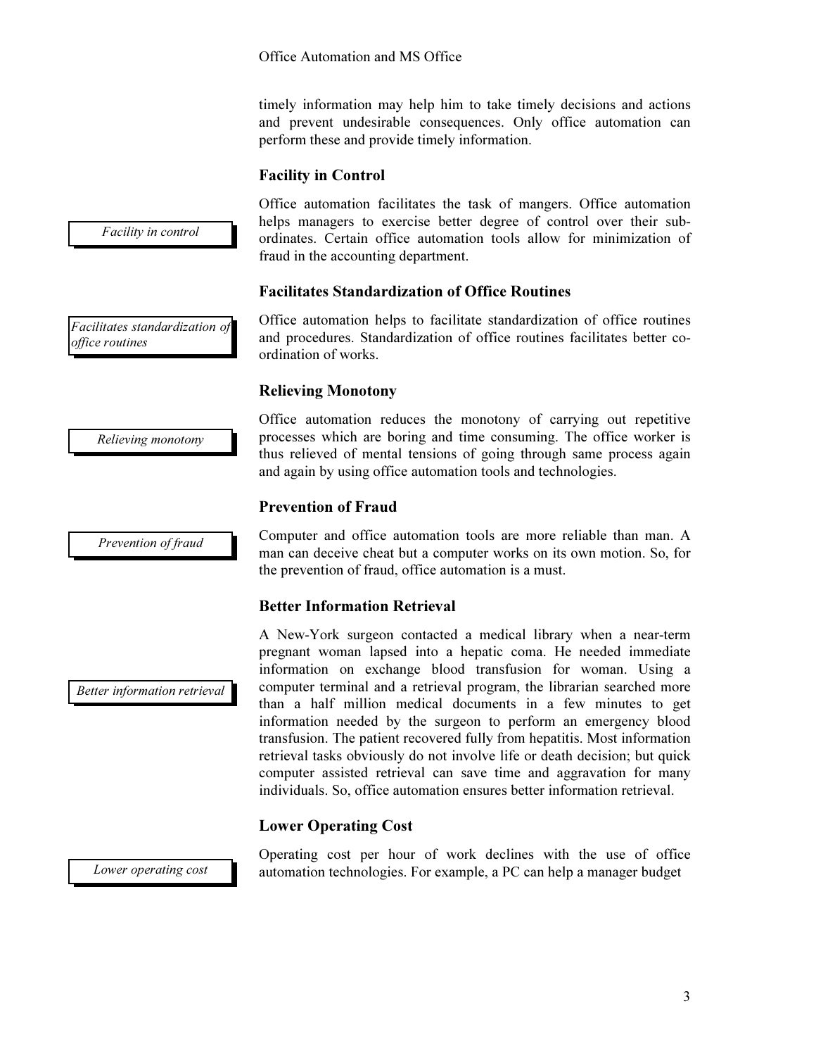timely information may help him to take timely decisions and actions and prevent undesirable consequences. Only office automation can perform these and provide timely information.

### Facility in Control

*Facility in control*

Office automation facilitates the task of mangers. Office automation helps managers to exercise better degree of control over their sub-ordinates. Certain office automation tools allow for minimization of fraud in the accounting department.

### Facilitates Standardization of Office Routines

*Facilitates standardization of office routines*

Office automation helps to facilitate standardization of office routines and procedures. Standardization of office routines facilitates better co-ordination of works.

### Relieving Monotony

*Relieving monotony*

Office automation reduces the monotony of carrying out repetitive processes which are boring and time consuming. The office worker is thus relieved of mental tensions of going through same process again and again by using office automation tools and technologies.

### Prevention of Fraud

*Prevention of fraud*

Computer and office automation tools are more reliable than man. A man can deceive cheat but a computer works on its own motion. So, for the prevention of fraud, office automation is a must.

### Better Information Retrieval

*Better information retrieval*

A New-York surgeon contacted a medical library when a near-term pregnant woman lapsed into a hepatic coma. He needed immediate information on exchange blood transfusion for woman. Using a computer terminal and a retrieval program, the librarian searched more than a half million medical documents in a few minutes to get information needed by the surgeon to perform an emergency blood transfusion. The patient recovered fully from hepatitis. Most information retrieval tasks obviously do not involve life or death decision; but quick computer assisted retrieval can save time and aggravation for many individuals. So, office automation ensures better information retrieval.

### Lower Operating Cost

*Lower operating cost*

Operating cost per hour of work declines with the use of office automation technologies. For example, a PC can help a manager budget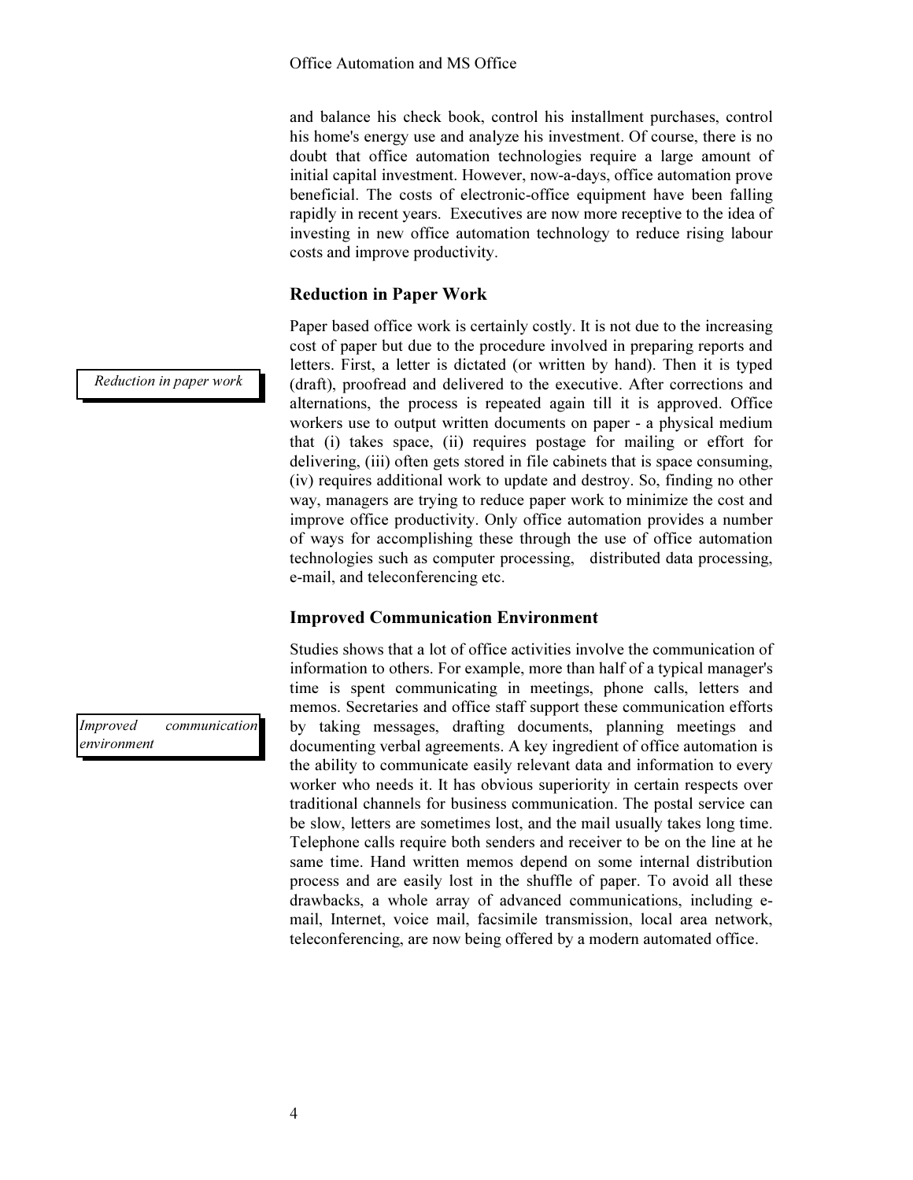and balance his check book, control his installment purchases, control his home's energy use and analyze his investment. Of course, there is no doubt that office automation technologies require a large amount of initial capital investment. However, now-a-days, office automation prove beneficial. The costs of electronic-office equipment have been falling rapidly in recent years. Executives are now more receptive to the idea of investing in new office automation technology to reduce rising labour costs and improve productivity.

### Reduction in Paper Work

*Reduction in paper work*

Paper based office work is certainly costly. It is not due to the increasing cost of paper but due to the procedure involved in preparing reports and letters. First, a letter is dictated (or written by hand). Then it is typed (draft), proofread and delivered to the executive. After corrections and alternations, the process is repeated again till it is approved. Office workers use to output written documents on paper - a physical medium that (i) takes space, (ii) requires postage for mailing or effort for delivering, (iii) often gets stored in file cabinets that is space consuming, (iv) requires additional work to update and destroy. So, finding no other way, managers are trying to reduce paper work to minimize the cost and improve office productivity. Only office automation provides a number of ways for accomplishing these through the use of office automation technologies such as computer processing, distributed data processing, e-mail, and teleconferencing etc.

### Improved Communication Environment

*Improved communication environment*

Studies shows that a lot of office activities involve the communication of information to others. For example, more than half of a typical manager's time is spent communicating in meetings, phone calls, letters and memos. Secretaries and office staff support these communication efforts by taking messages, drafting documents, planning meetings and documenting verbal agreements. A key ingredient of office automation is the ability to communicate easily relevant data and information to every worker who needs it. It has obvious superiority in certain respects over traditional channels for business communication. The postal service can be slow, letters are sometimes lost, and the mail usually takes long time. Telephone calls require both senders and receiver to be on the line at he same time. Hand written memos depend on some internal distribution process and are easily lost in the shuffle of paper. To avoid all these drawbacks, a whole array of advanced communications, including e-mail, Internet, voice mail, facsimile transmission, local area network, teleconferencing, are now being offered by a modern automated office.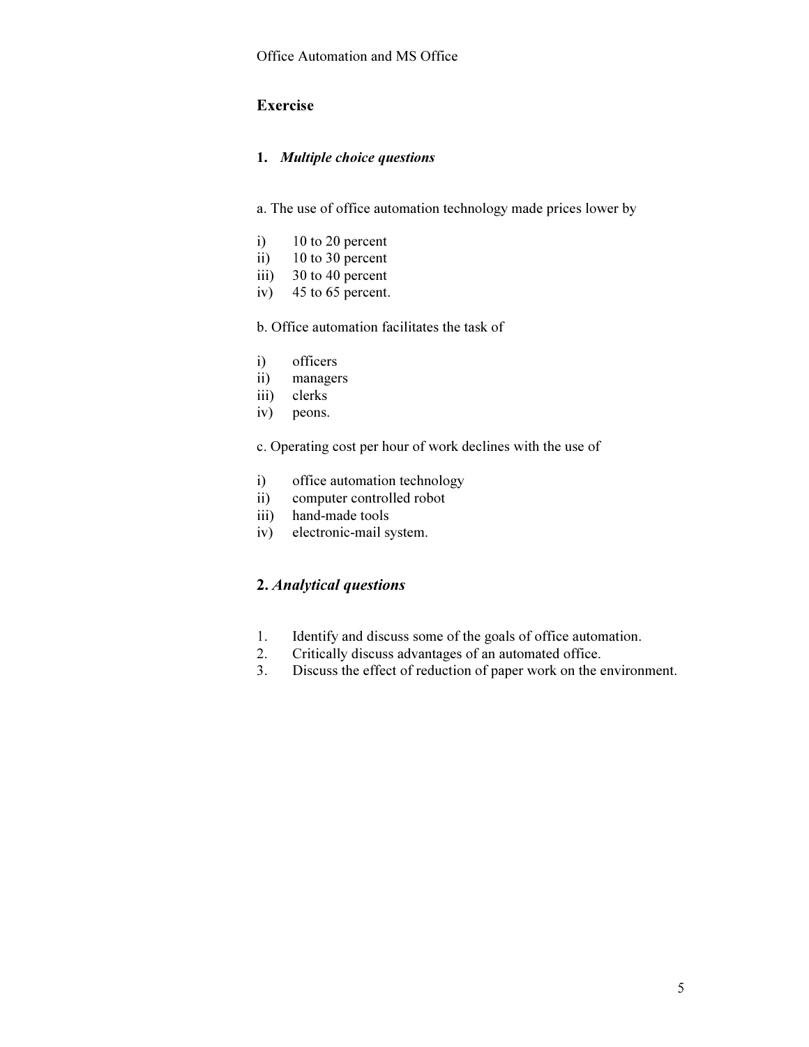## Exercise

### 1. *Multiple choice questions*

a. The use of office automation technology made prices lower by

i) 10 to 20 percent
ii) 10 to 30 percent
iii) 30 to 40 percent
iv) 45 to 65 percent.

b. Office automation facilitates the task of

i) officers
ii) managers
iii) clerks
iv) peons.

c. Operating cost per hour of work declines with the use of

i) office automation technology
ii) computer controlled robot
iii) hand-made tools
iv) electronic-mail system.

### 2. *Analytical questions*

1. Identify and discuss some of the goals of office automation.
2. Critically discuss advantages of an automated office.
3. Discuss the effect of reduction of paper work on the environment.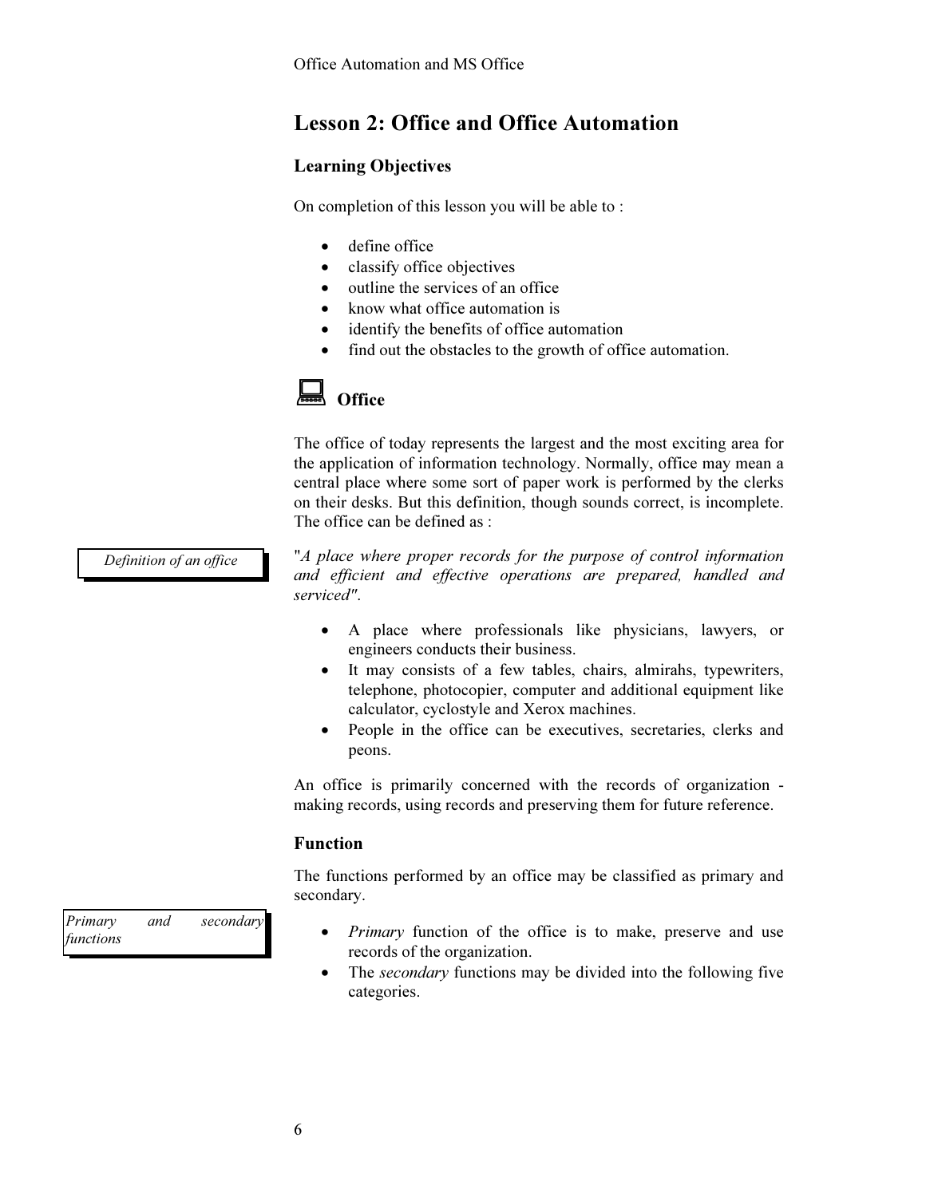# Lesson 2: Office and Office Automation

## Learning Objectives

On completion of this lesson you will be able to :

- define office
- classify office objectives
- outline the services of an office
- know what office automation is
- identify the benefits of office automation
- find out the obstacles to the growth of office automation.

## Office

The office of today represents the largest and the most exciting area for the application of information technology. Normally, office may mean a central place where some sort of paper work is performed by the clerks on their desks. But this definition, though sounds correct, is incomplete. The office can be defined as :

*Definition of an office*

"*A place where proper records for the purpose of control information and efficient and effective operations are prepared, handled and serviced*".

- A place where professionals like physicians, lawyers, or engineers conducts their business.
- It may consists of a few tables, chairs, almirahs, typewriters, telephone, photocopier, computer and additional equipment like calculator, cyclostyle and Xerox machines.
- People in the office can be executives, secretaries, clerks and peons.

An office is primarily concerned with the records of organization - making records, using records and preserving them for future reference.

### Function

The functions performed by an office may be classified as primary and secondary.

*Primary and secondary functions*

- *Primary* function of the office is to make, preserve and use records of the organization.
- The *secondary* functions may be divided into the following five categories.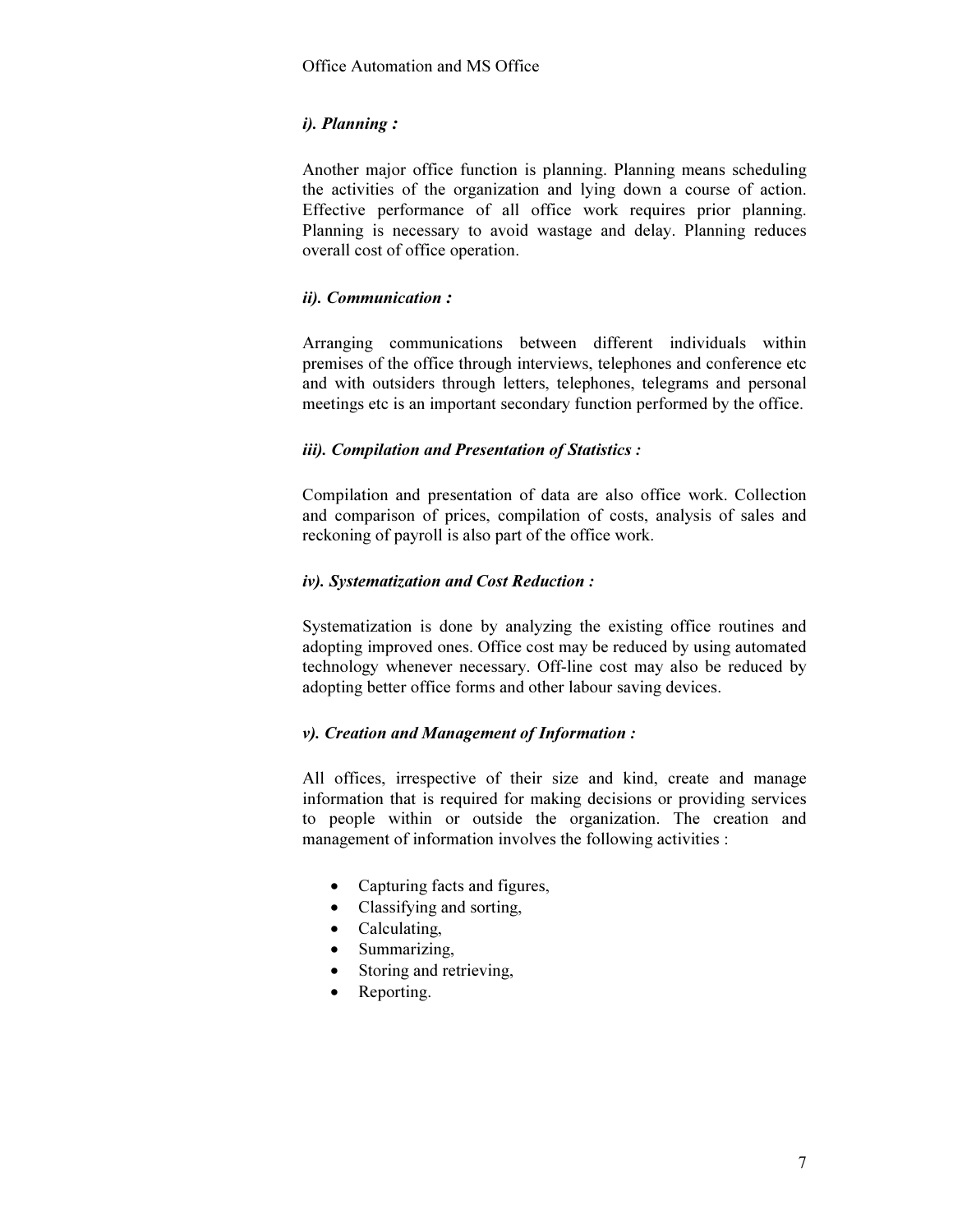***i). Planning :***

Another major office function is planning. Planning means scheduling the activities of the organization and lying down a course of action. Effective performance of all office work requires prior planning. Planning is necessary to avoid wastage and delay. Planning reduces overall cost of office operation.

***ii). Communication :***

Arranging communications between different individuals within premises of the office through interviews, telephones and conference etc and with outsiders through letters, telephones, telegrams and personal meetings etc is an important secondary function performed by the office.

***iii). Compilation and Presentation of Statistics :***

Compilation and presentation of data are also office work. Collection and comparison of prices, compilation of costs, analysis of sales and reckoning of payroll is also part of the office work.

***iv). Systematization and Cost Reduction :***

Systematization is done by analyzing the existing office routines and adopting improved ones. Office cost may be reduced by using automated technology whenever necessary. Off-line cost may also be reduced by adopting better office forms and other labour saving devices.

***v). Creation and Management of Information :***

All offices, irrespective of their size and kind, create and manage information that is required for making decisions or providing services to people within or outside the organization. The creation and management of information involves the following activities :

- Capturing facts and figures,
- Classifying and sorting,
- Calculating,
- Summarizing,
- Storing and retrieving,
- Reporting.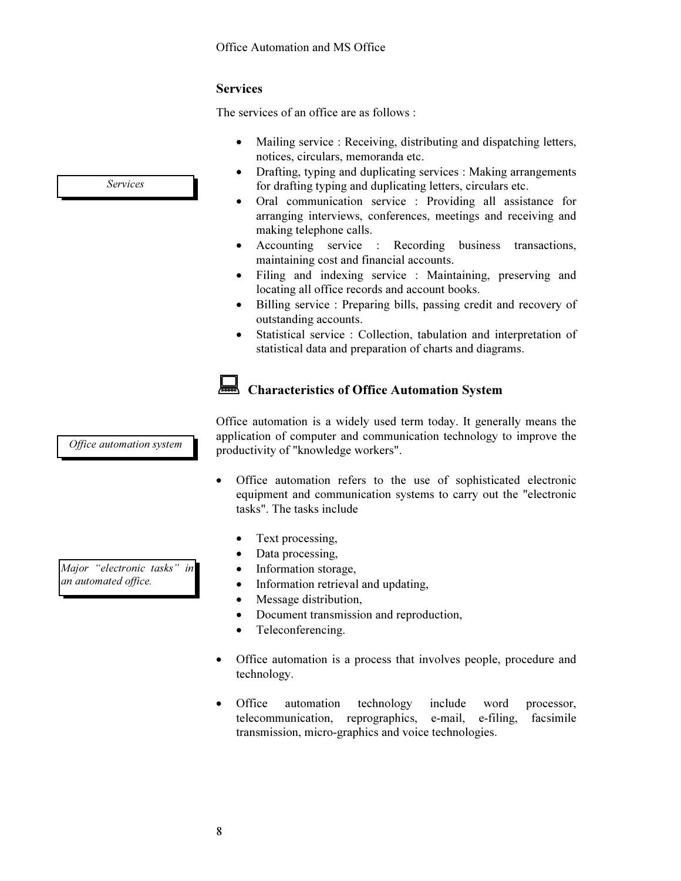### Services

The services of an office are as follows :

*Services*

- Mailing service : Receiving, distributing and dispatching letters, notices, circulars, memoranda etc.
- Drafting, typing and duplicating services : Making arrangements for drafting typing and duplicating letters, circulars etc.
- Oral communication service : Providing all assistance for arranging interviews, conferences, meetings and receiving and making telephone calls.
- Accounting service : Recording business transactions, maintaining cost and financial accounts.
- Filing and indexing service : Maintaining, preserving and locating all office records and account books.
- Billing service : Preparing bills, passing credit and recovery of outstanding accounts.
- Statistical service : Collection, tabulation and interpretation of statistical data and preparation of charts and diagrams.

## Characteristics of Office Automation System

*Office automation system*

Office automation is a widely used term today. It generally means the application of computer and communication technology to improve the productivity of "knowledge workers".

- Office automation refers to the use of sophisticated electronic equipment and communication systems to carry out the "electronic tasks". The tasks include

*Major "electronic tasks" in an automated office.*

  - Text processing,
  - Data processing,
  - Information storage,
  - Information retrieval and updating,
  - Message distribution,
  - Document transmission and reproduction,
  - Teleconferencing.

- Office automation is a process that involves people, procedure and technology.

- Office automation technology include word processor, telecommunication, reprographics, e-mail, e-filing, facsimile transmission, micro-graphics and voice technologies.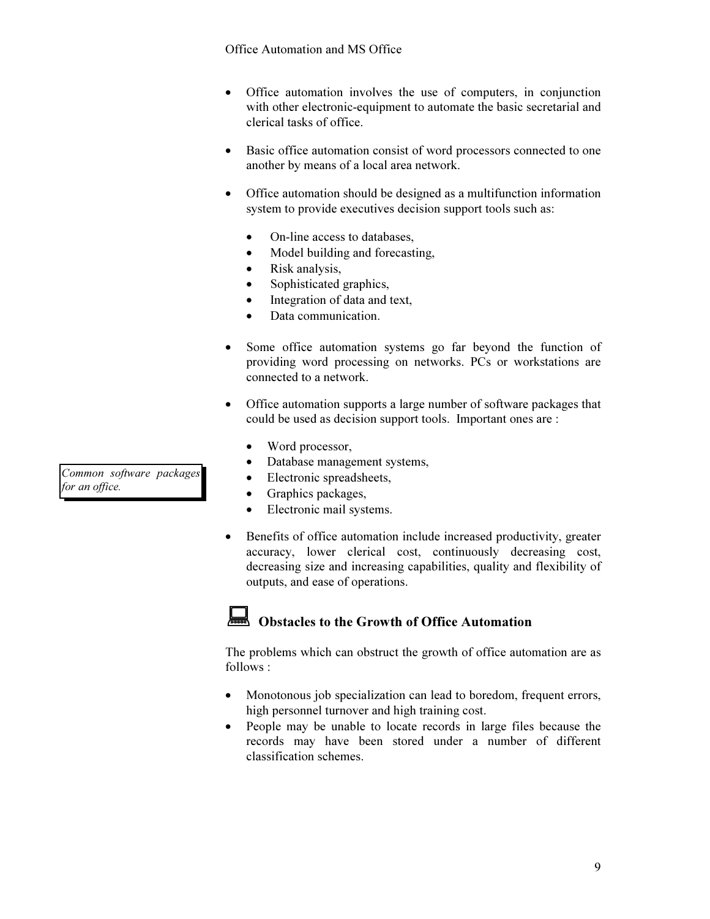- Office automation involves the use of computers, in conjunction with other electronic-equipment to automate the basic secretarial and clerical tasks of office.

- Basic office automation consist of word processors connected to one another by means of a local area network.

- Office automation should be designed as a multifunction information system to provide executives decision support tools such as:

  - On-line access to databases,
  - Model building and forecasting,
  - Risk analysis,
  - Sophisticated graphics,
  - Integration of data and text,
  - Data communication.

- Some office automation systems go far beyond the function of providing word processing on networks. PCs or workstations are connected to a network.

- Office automation supports a large number of software packages that could be used as decision support tools. Important ones are :

  - Word processor,
  - Database management systems,
  - Electronic spreadsheets,
  - Graphics packages,
  - Electronic mail systems.

*Common software packages for an office.*

- Benefits of office automation include increased productivity, greater accuracy, lower clerical cost, continuously decreasing cost, decreasing size and increasing capabilities, quality and flexibility of outputs, and ease of operations.

## Obstacles to the Growth of Office Automation

The problems which can obstruct the growth of office automation are as follows :

- Monotonous job specialization can lead to boredom, frequent errors, high personnel turnover and high training cost.
- People may be unable to locate records in large files because the records may have been stored under a number of different classification schemes.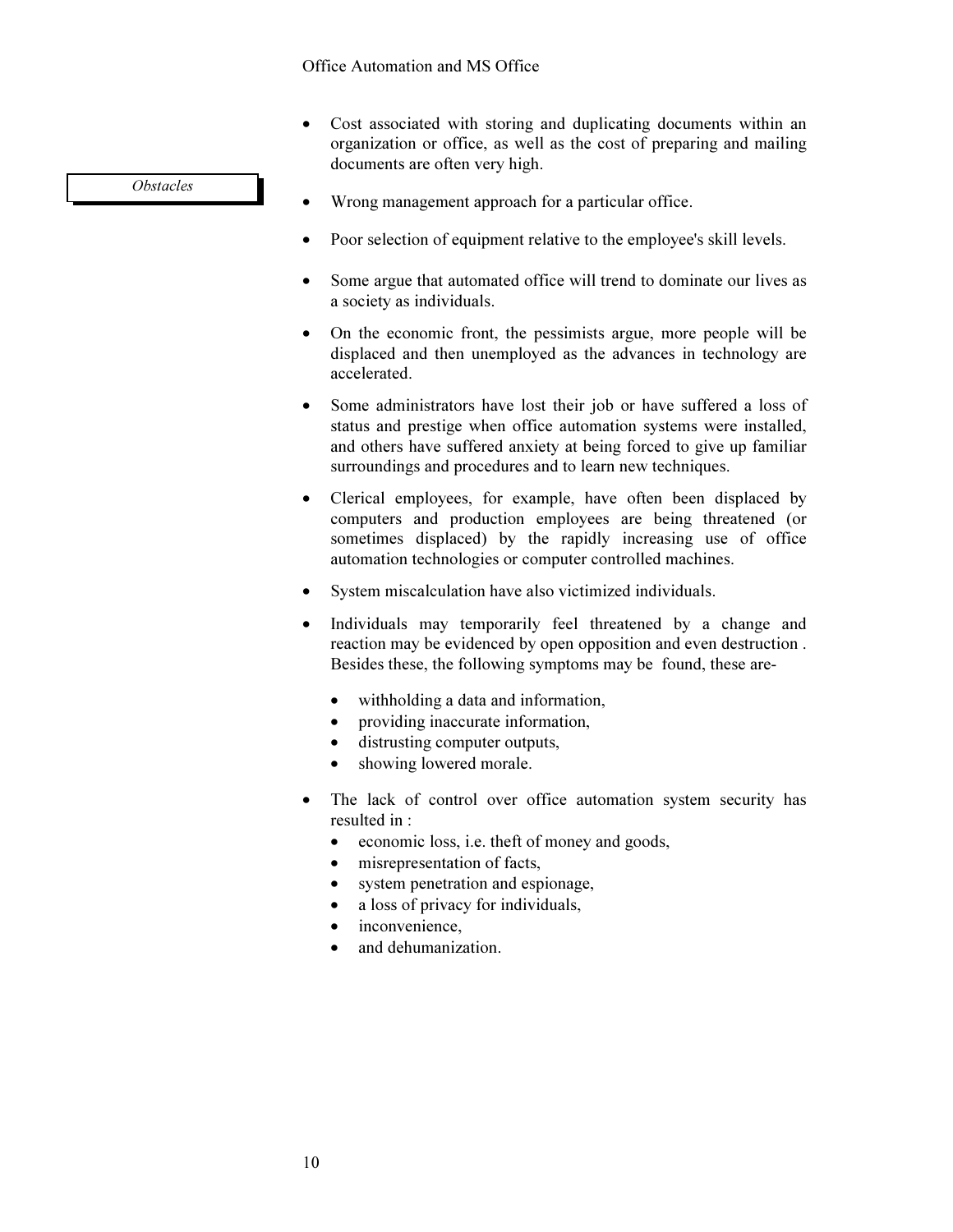- Cost associated with storing and duplicating documents within an organization or office, as well as the cost of preparing and mailing documents are often very high.

*Obstacles*

- Wrong management approach for a particular office.
- Poor selection of equipment relative to the employee's skill levels.
- Some argue that automated office will trend to dominate our lives as a society as individuals.
- On the economic front, the pessimists argue, more people will be displaced and then unemployed as the advances in technology are accelerated.
- Some administrators have lost their job or have suffered a loss of status and prestige when office automation systems were installed, and others have suffered anxiety at being forced to give up familiar surroundings and procedures and to learn new techniques.
- Clerical employees, for example, have often been displaced by computers and production employees are being threatened (or sometimes displaced) by the rapidly increasing use of office automation technologies or computer controlled machines.
- System miscalculation have also victimized individuals.
- Individuals may temporarily feel threatened by a change and reaction may be evidenced by open opposition and even destruction . Besides these, the following symptoms may be found, these are-
  - withholding a data and information,
  - providing inaccurate information,
  - distrusting computer outputs,
  - showing lowered morale.
- The lack of control over office automation system security has resulted in :
  - economic loss, i.e. theft of money and goods,
  - misrepresentation of facts,
  - system penetration and espionage,
  - a loss of privacy for individuals,
  - inconvenience,
  - and dehumanization.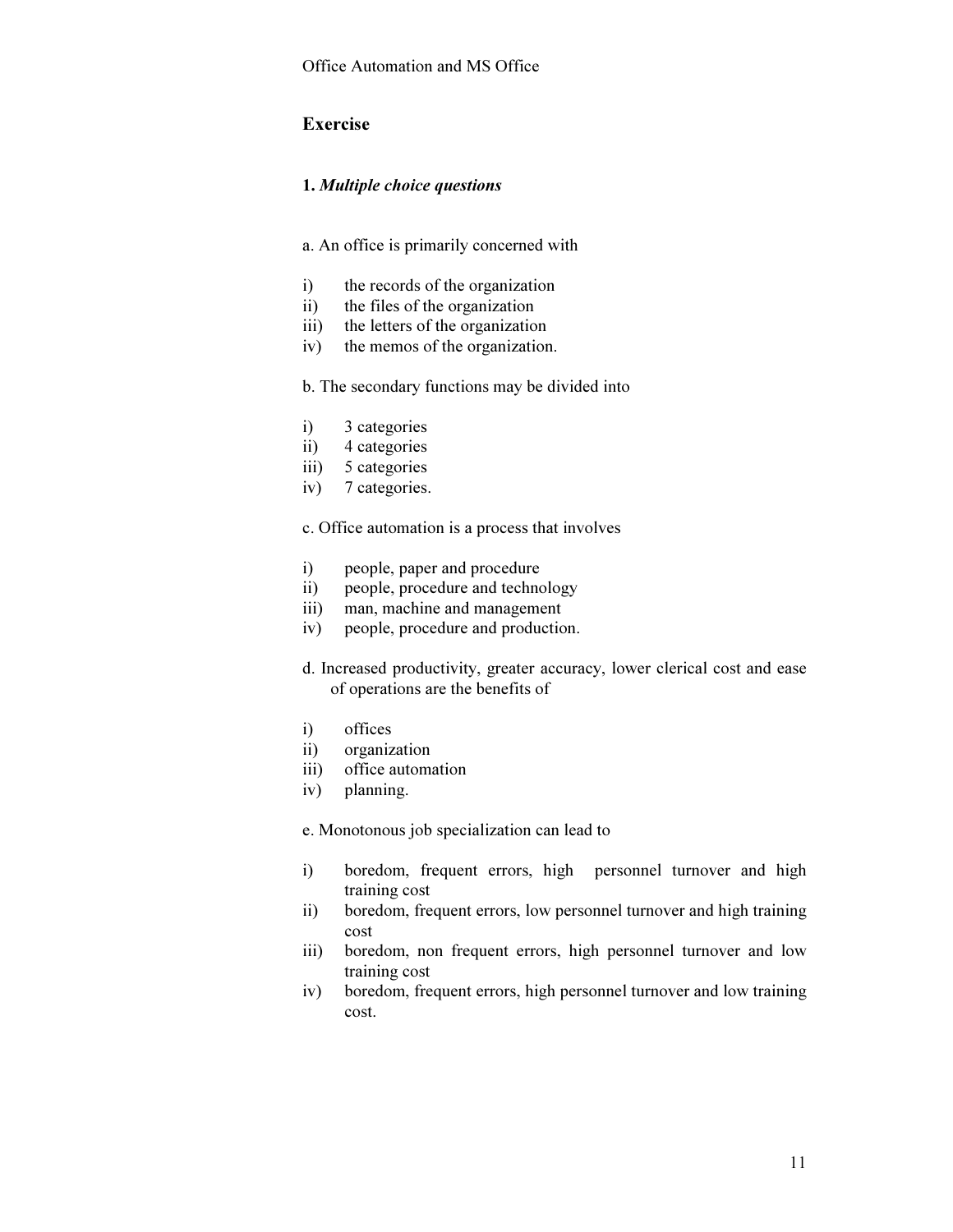## Exercise

### 1. *Multiple choice questions*

a. An office is primarily concerned with

i) the records of the organization
ii) the files of the organization
iii) the letters of the organization
iv) the memos of the organization.

b. The secondary functions may be divided into

i) 3 categories
ii) 4 categories
iii) 5 categories
iv) 7 categories.

c. Office automation is a process that involves

i) people, paper and procedure
ii) people, procedure and technology
iii) man, machine and management
iv) people, procedure and production.

d. Increased productivity, greater accuracy, lower clerical cost and ease of operations are the benefits of

i) offices
ii) organization
iii) office automation
iv) planning.

e. Monotonous job specialization can lead to

i) boredom, frequent errors, high personnel turnover and high training cost
ii) boredom, frequent errors, low personnel turnover and high training cost
iii) boredom, non frequent errors, high personnel turnover and low training cost
iv) boredom, frequent errors, high personnel turnover and low training cost.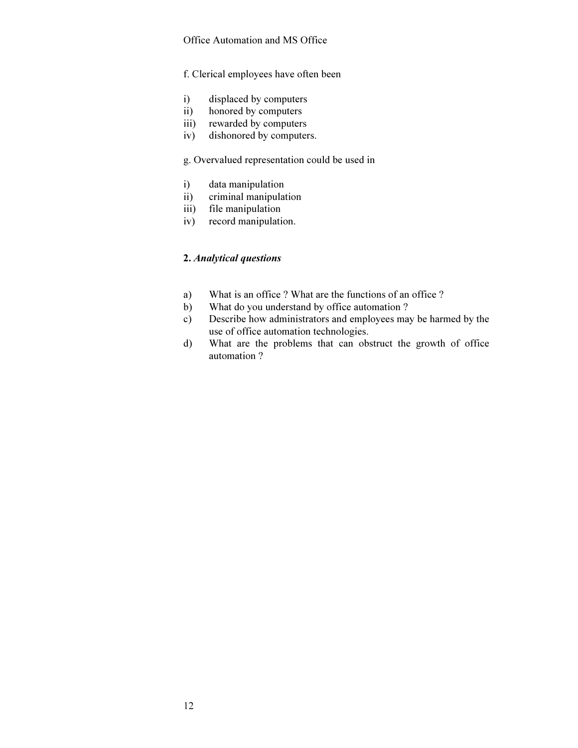f. Clerical employees have often been

i) displaced by computers
ii) honored by computers
iii) rewarded by computers
iv) dishonored by computers.

g. Overvalued representation could be used in

i) data manipulation
ii) criminal manipulation
iii) file manipulation
iv) record manipulation.

**2.** ***Analytical questions***

a) What is an office ? What are the functions of an office ?
b) What do you understand by office automation ?
c) Describe how administrators and employees may be harmed by the use of office automation technologies.
d) What are the problems that can obstruct the growth of office automation ?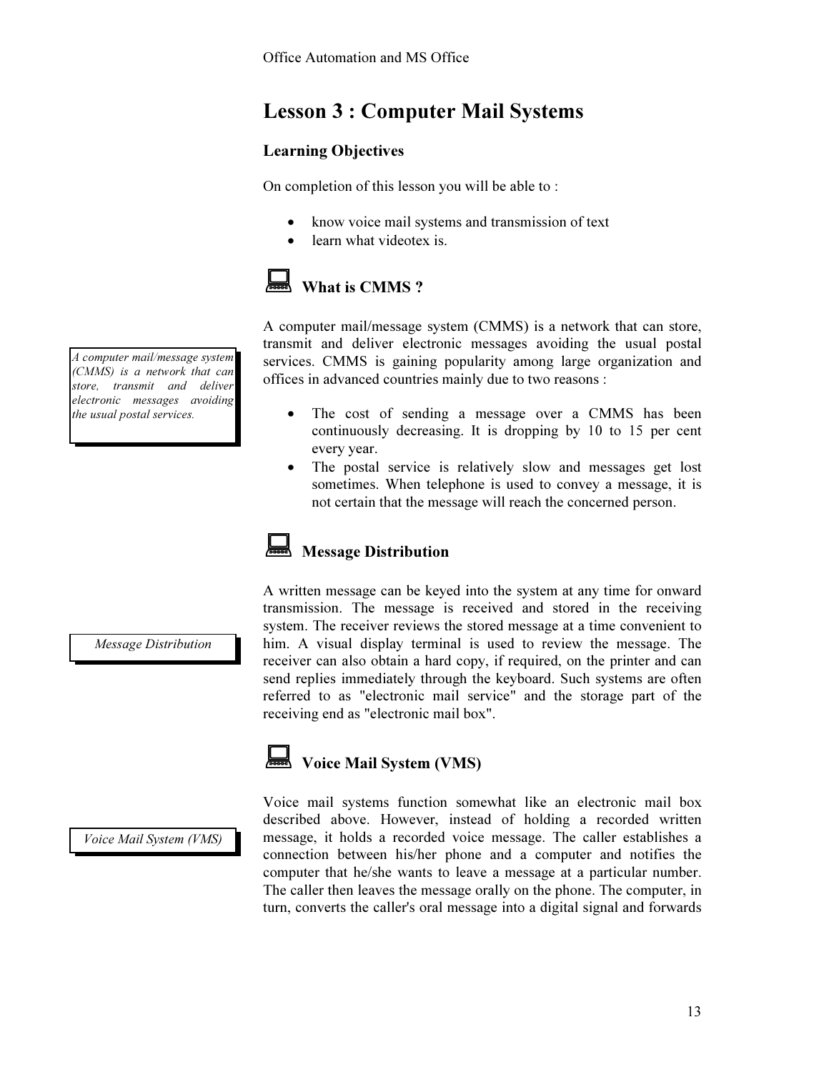# Lesson 3 : Computer Mail Systems

## Learning Objectives

On completion of this lesson you will be able to :

- know voice mail systems and transmission of text
- learn what videotex is.

### What is CMMS ?

*A computer mail/message system (CMMS) is a network that can store, transmit and deliver electronic messages avoiding the usual postal services.*

A computer mail/message system (CMMS) is a network that can store, transmit and deliver electronic messages avoiding the usual postal services. CMMS is gaining popularity among large organization and offices in advanced countries mainly due to two reasons :

- The cost of sending a message over a CMMS has been continuously decreasing. It is dropping by 10 to 15 per cent every year.
- The postal service is relatively slow and messages get lost sometimes. When telephone is used to convey a message, it is not certain that the message will reach the concerned person.

### Message Distribution

*Message Distribution*

A written message can be keyed into the system at any time for onward transmission. The message is received and stored in the receiving system. The receiver reviews the stored message at a time convenient to him. A visual display terminal is used to review the message. The receiver can also obtain a hard copy, if required, on the printer and can send replies immediately through the keyboard. Such systems are often referred to as "electronic mail service" and the storage part of the receiving end as "electronic mail box".

### Voice Mail System (VMS)

*Voice Mail System (VMS)*

Voice mail systems function somewhat like an electronic mail box described above. However, instead of holding a recorded written message, it holds a recorded voice message. The caller establishes a connection between his/her phone and a computer and notifies the computer that he/she wants to leave a message at a particular number. The caller then leaves the message orally on the phone. The computer, in turn, converts the caller's oral message into a digital signal and forwards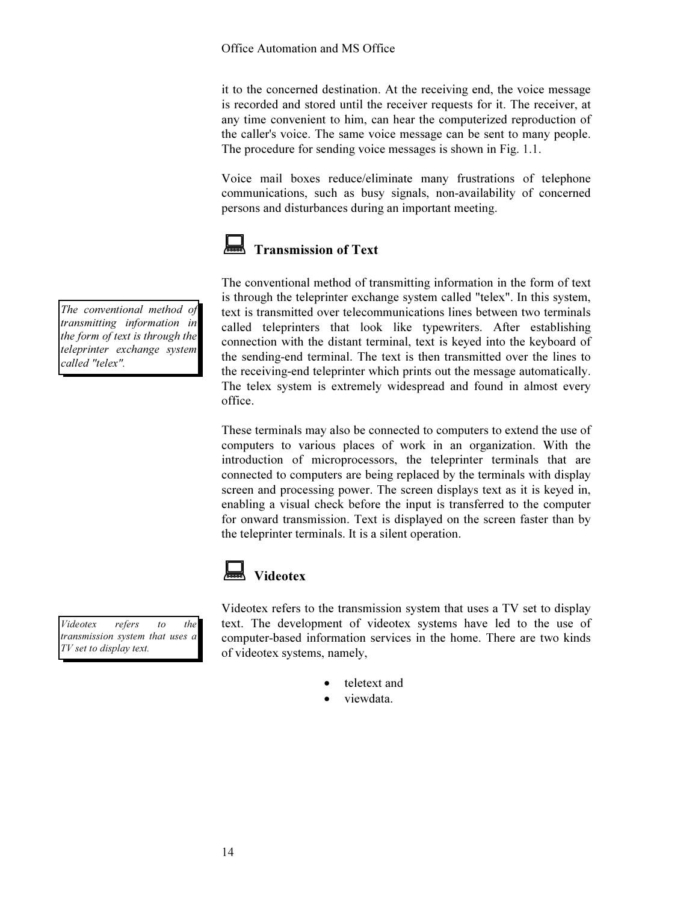it to the concerned destination. At the receiving end, the voice message is recorded and stored until the receiver requests for it. The receiver, at any time convenient to him, can hear the computerized reproduction of the caller's voice. The same voice message can be sent to many people. The procedure for sending voice messages is shown in Fig. 1.1.

Voice mail boxes reduce/eliminate many frustrations of telephone communications, such as busy signals, non-availability of concerned persons and disturbances during an important meeting.

## Transmission of Text

*The conventional method of transmitting information in the form of text is through the teleprinter exchange system called "telex".*

The conventional method of transmitting information in the form of text is through the teleprinter exchange system called "telex". In this system, text is transmitted over telecommunications lines between two terminals called teleprinters that look like typewriters. After establishing connection with the distant terminal, text is keyed into the keyboard of the sending-end terminal. The text is then transmitted over the lines to the receiving-end teleprinter which prints out the message automatically. The telex system is extremely widespread and found in almost every office.

These terminals may also be connected to computers to extend the use of computers to various places of work in an organization. With the introduction of microprocessors, the teleprinter terminals that are connected to computers are being replaced by the terminals with display screen and processing power. The screen displays text as it is keyed in, enabling a visual check before the input is transferred to the computer for onward transmission. Text is displayed on the screen faster than by the teleprinter terminals. It is a silent operation.

## Videotex

*Videotex refers to the transmission system that uses a TV set to display text.*

Videotex refers to the transmission system that uses a TV set to display text. The development of videotex systems have led to the use of computer-based information services in the home. There are two kinds of videotex systems, namely,

- teletext and
- viewdata.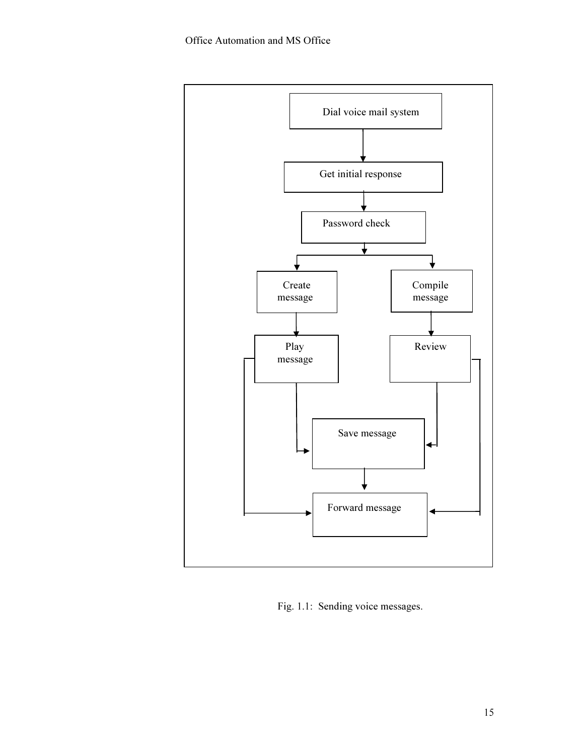Dial voice mail system

Get initial response

Password check

Create message

Compile message

Play message

Review

Save message

Forward message

Fig. 1.1: Sending voice messages.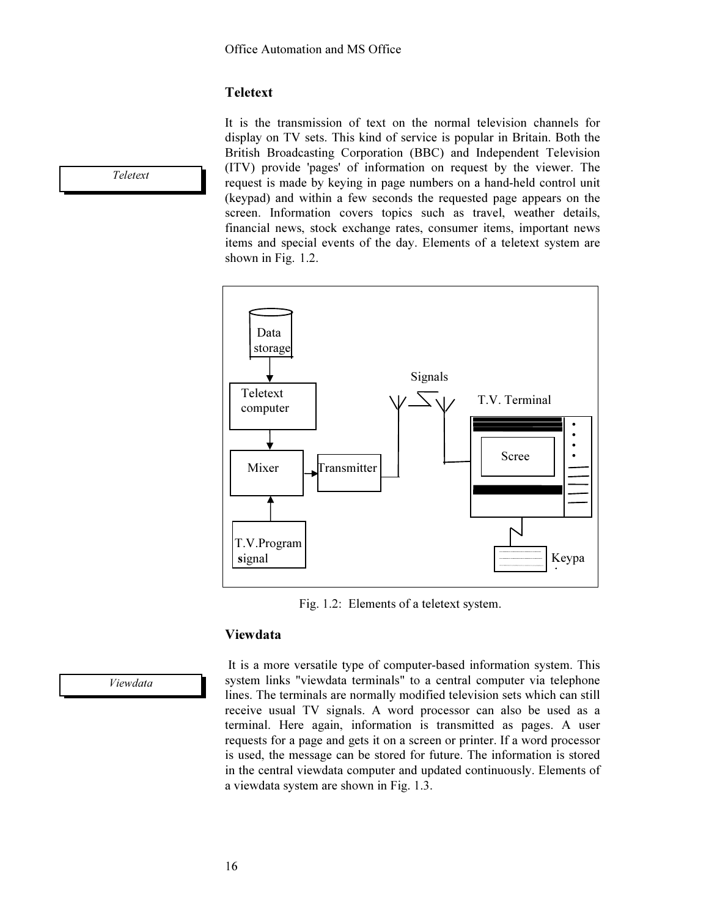## Teletext

*Teletext*

It is the transmission of text on the normal television channels for display on TV sets. This kind of service is popular in Britain. Both the British Broadcasting Corporation (BBC) and Independent Television (ITV) provide 'pages' of information on request by the viewer. The request is made by keying in page numbers on a hand-held control unit (keypad) and within a few seconds the requested page appears on the screen. Information covers topics such as travel, weather details, financial news, stock exchange rates, consumer items, important news items and special events of the day. Elements of a teletext system are shown in Fig. 1.2.

Data storage

Teletext computer

Mixer

Transmitter

T.V.Program signal

Signals

T.V. Terminal

Scree

Keypa

Fig. 1.2: Elements of a teletext system.

## Viewdata

*Viewdata*

It is a more versatile type of computer-based information system. This system links "viewdata terminals" to a central computer via telephone lines. The terminals are normally modified television sets which can still receive usual TV signals. A word processor can also be used as a terminal. Here again, information is transmitted as pages. A user requests for a page and gets it on a screen or printer. If a word processor is used, the message can be stored for future. The information is stored in the central viewdata computer and updated continuously. Elements of a viewdata system are shown in Fig. 1.3.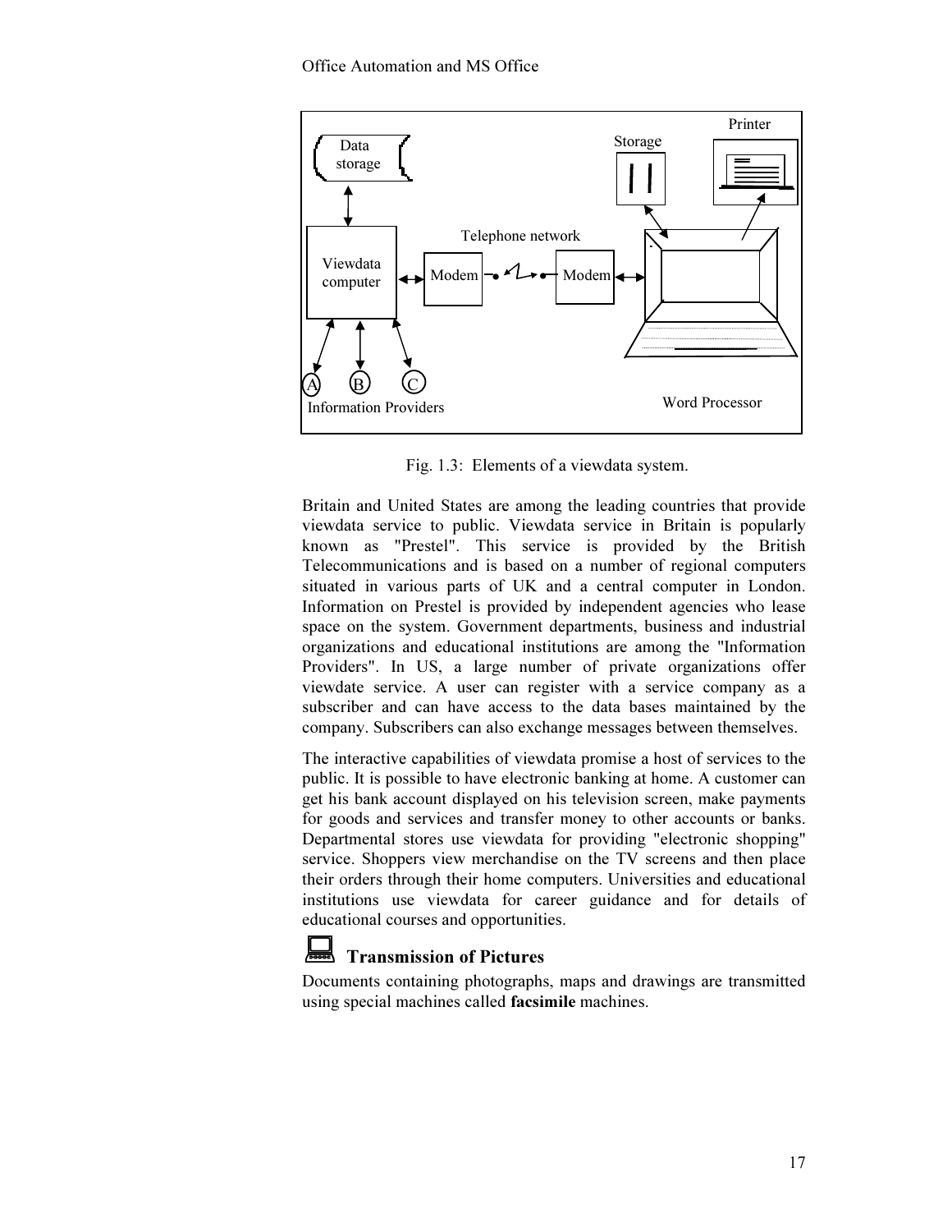Fig. 1.3: Elements of a viewdata system.

Britain and United States are among the leading countries that provide viewdata service to public. Viewdata service in Britain is popularly known as "Prestel". This service is provided by the British Telecommunications and is based on a number of regional computers situated in various parts of UK and a central computer in London. Information on Prestel is provided by independent agencies who lease space on the system. Government departments, business and industrial organizations and educational institutions are among the "Information Providers". In US, a large number of private organizations offer viewdate service. A user can register with a service company as a subscriber and can have access to the data bases maintained by the company. Subscribers can also exchange messages between themselves.

The interactive capabilities of viewdata promise a host of services to the public. It is possible to have electronic banking at home. A customer can get his bank account displayed on his television screen, make payments for goods and services and transfer money to other accounts or banks. Departmental stores use viewdata for providing "electronic shopping" service. Shoppers view merchandise on the TV screens and then place their orders through their home computers. Universities and educational institutions use viewdata for career guidance and for details of educational courses and opportunities.

### Transmission of Pictures

Documents containing photographs, maps and drawings are transmitted using special machines called **facsimile** machines.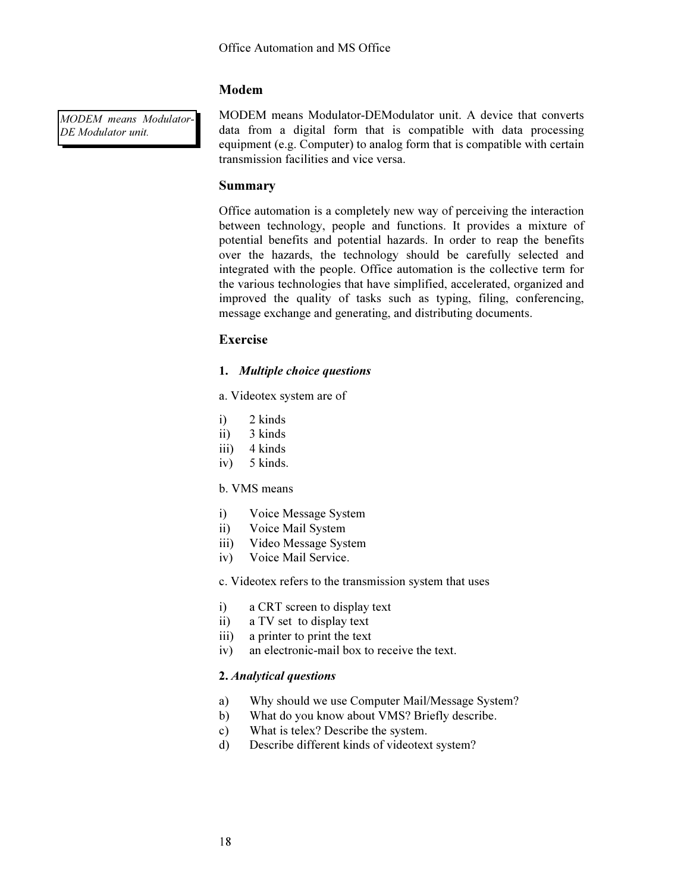## Modem

MODEM means Modulator-DE Modulator unit.

MODEM means Modulator-DEModulator unit. A device that converts data from a digital form that is compatible with data processing equipment (e.g. Computer) to analog form that is compatible with certain transmission facilities and vice versa.

## Summary

Office automation is a completely new way of perceiving the interaction between technology, people and functions. It provides a mixture of potential benefits and potential hazards. In order to reap the benefits over the hazards, the technology should be carefully selected and integrated with the people. Office automation is the collective term for the various technologies that have simplified, accelerated, organized and improved the quality of tasks such as typing, filing, conferencing, message exchange and generating, and distributing documents.

## Exercise

**1.** ***Multiple choice questions***

a. Videotex system are of

i) 2 kinds
ii) 3 kinds
iii) 4 kinds
iv) 5 kinds.

b. VMS means

i) Voice Message System
ii) Voice Mail System
iii) Video Message System
iv) Voice Mail Service.

c. Videotex refers to the transmission system that uses

i) a CRT screen to display text
ii) a TV set to display text
iii) a printer to print the text
iv) an electronic-mail box to receive the text.

**2.** ***Analytical questions***

a) Why should we use Computer Mail/Message System?
b) What do you know about VMS? Briefly describe.
c) What is telex? Describe the system.
d) Describe different kinds of videotext system?